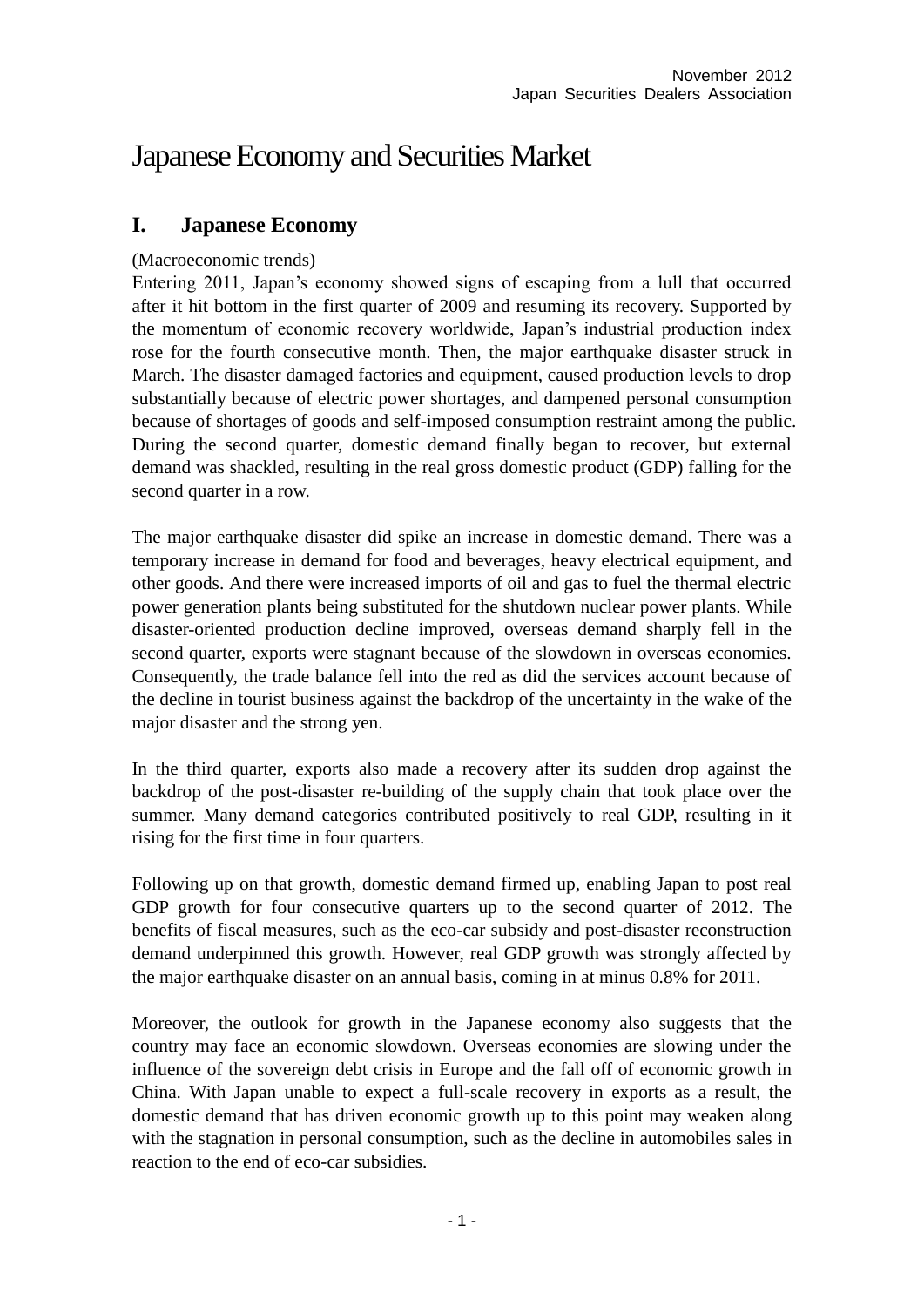November 2012
Japan Securities Dealers Association

# Japanese Economy and Securities Market

## I. Japanese Economy

(Macroeconomic trends)

Entering 2011, Japan's economy showed signs of escaping from a lull that occurred after it hit bottom in the first quarter of 2009 and resuming its recovery. Supported by the momentum of economic recovery worldwide, Japan's industrial production index rose for the fourth consecutive month. Then, the major earthquake disaster struck in March. The disaster damaged factories and equipment, caused production levels to drop substantially because of electric power shortages, and dampened personal consumption because of shortages of goods and self-imposed consumption restraint among the public. During the second quarter, domestic demand finally began to recover, but external demand was shackled, resulting in the real gross domestic product (GDP) falling for the second quarter in a row.

The major earthquake disaster did spike an increase in domestic demand. There was a temporary increase in demand for food and beverages, heavy electrical equipment, and other goods. And there were increased imports of oil and gas to fuel the thermal electric power generation plants being substituted for the shutdown nuclear power plants. While disaster-oriented production decline improved, overseas demand sharply fell in the second quarter, exports were stagnant because of the slowdown in overseas economies. Consequently, the trade balance fell into the red as did the services account because of the decline in tourist business against the backdrop of the uncertainty in the wake of the major disaster and the strong yen.

In the third quarter, exports also made a recovery after its sudden drop against the backdrop of the post-disaster re-building of the supply chain that took place over the summer. Many demand categories contributed positively to real GDP, resulting in it rising for the first time in four quarters.

Following up on that growth, domestic demand firmed up, enabling Japan to post real GDP growth for four consecutive quarters up to the second quarter of 2012. The benefits of fiscal measures, such as the eco-car subsidy and post-disaster reconstruction demand underpinned this growth. However, real GDP growth was strongly affected by the major earthquake disaster on an annual basis, coming in at minus 0.8% for 2011.

Moreover, the outlook for growth in the Japanese economy also suggests that the country may face an economic slowdown. Overseas economies are slowing under the influence of the sovereign debt crisis in Europe and the fall off of economic growth in China. With Japan unable to expect a full-scale recovery in exports as a result, the domestic demand that has driven economic growth up to this point may weaken along with the stagnation in personal consumption, such as the decline in automobiles sales in reaction to the end of eco-car subsidies.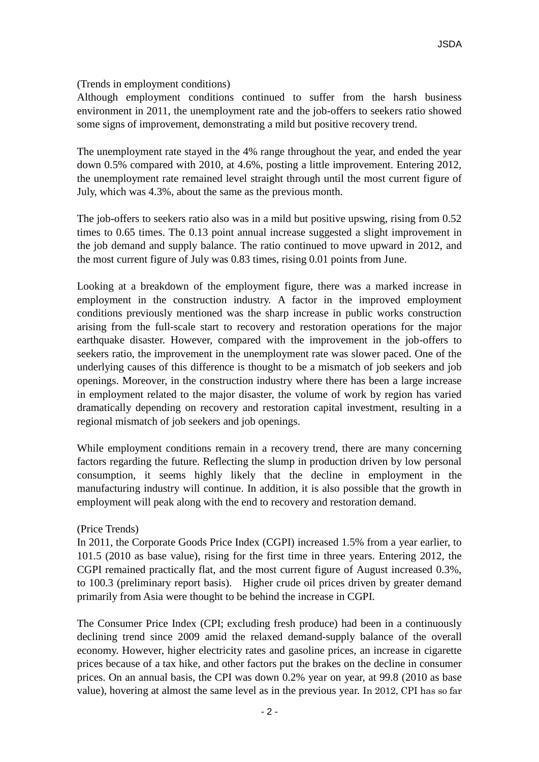(Trends in employment conditions)

Although employment conditions continued to suffer from the harsh business environment in 2011, the unemployment rate and the job-offers to seekers ratio showed some signs of improvement, demonstrating a mild but positive recovery trend.

The unemployment rate stayed in the 4% range throughout the year, and ended the year down 0.5% compared with 2010, at 4.6%, posting a little improvement. Entering 2012, the unemployment rate remained level straight through until the most current figure of July, which was 4.3%, about the same as the previous month.

The job-offers to seekers ratio also was in a mild but positive upswing, rising from 0.52 times to 0.65 times. The 0.13 point annual increase suggested a slight improvement in the job demand and supply balance. The ratio continued to move upward in 2012, and the most current figure of July was 0.83 times, rising 0.01 points from June.

Looking at a breakdown of the employment figure, there was a marked increase in employment in the construction industry. A factor in the improved employment conditions previously mentioned was the sharp increase in public works construction arising from the full-scale start to recovery and restoration operations for the major earthquake disaster. However, compared with the improvement in the job-offers to seekers ratio, the improvement in the unemployment rate was slower paced. One of the underlying causes of this difference is thought to be a mismatch of job seekers and job openings. Moreover, in the construction industry where there has been a large increase in employment related to the major disaster, the volume of work by region has varied dramatically depending on recovery and restoration capital investment, resulting in a regional mismatch of job seekers and job openings.

While employment conditions remain in a recovery trend, there are many concerning factors regarding the future. Reflecting the slump in production driven by low personal consumption, it seems highly likely that the decline in employment in the manufacturing industry will continue. In addition, it is also possible that the growth in employment will peak along with the end to recovery and restoration demand.

(Price Trends)

In 2011, the Corporate Goods Price Index (CGPI) increased 1.5% from a year earlier, to 101.5 (2010 as base value), rising for the first time in three years. Entering 2012, the CGPI remained practically flat, and the most current figure of August increased 0.3%, to 100.3 (preliminary report basis). Higher crude oil prices driven by greater demand primarily from Asia were thought to be behind the increase in CGPI.

The Consumer Price Index (CPI; excluding fresh produce) had been in a continuously declining trend since 2009 amid the relaxed demand-supply balance of the overall economy. However, higher electricity rates and gasoline prices, an increase in cigarette prices because of a tax hike, and other factors put the brakes on the decline in consumer prices. On an annual basis, the CPI was down 0.2% year on year, at 99.8 (2010 as base value), hovering at almost the same level as in the previous year. In 2012, CPI has so far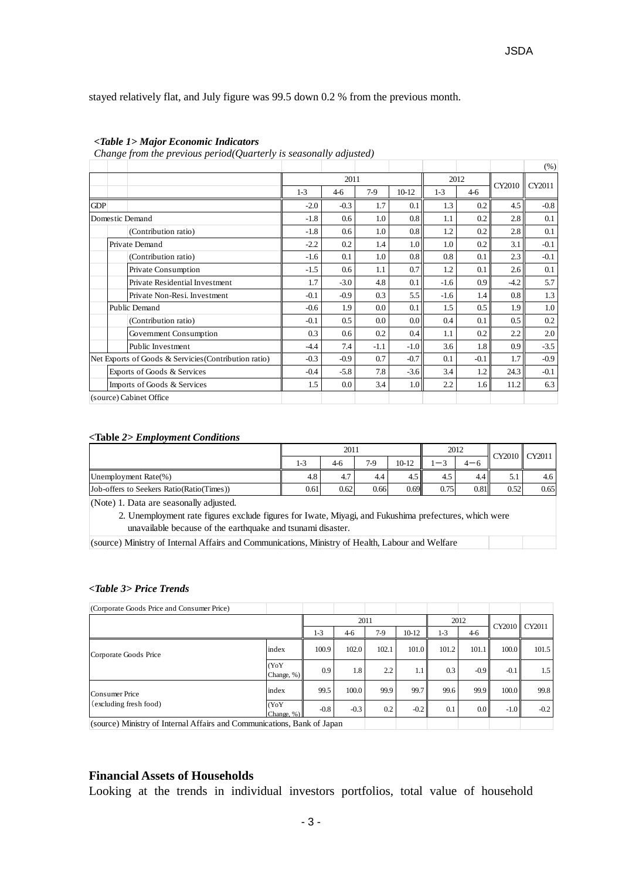stayed relatively flat, and July figure was 99.5 down 0.2 % from the previous month.

***<Table 1> Major Economic Indicators***

*Change from the previous period(Quarterly is seasonally adjusted)*

(%)

| | 2011 | | | | 2012 | | CY2010 | CY2011 |
|---|---|---|---|---|---|---|---|---|
| | 1-3 | 4-6 | 7-9 | 10-12 | 1-3 | 4-6 | | |
| GDP | -2.0 | -0.3 | 1.7 | 0.1 | 1.3 | 0.2 | 4.5 | -0.8 |
| Domestic Demand | -1.8 | 0.6 | 1.0 | 0.8 | 1.1 | 0.2 | 2.8 | 0.1 |
| (Contribution ratio) | -1.8 | 0.6 | 1.0 | 0.8 | 1.2 | 0.2 | 2.8 | 0.1 |
| Private Demand | -2.2 | 0.2 | 1.4 | 1.0 | 1.0 | 0.2 | 3.1 | -0.1 |
| (Contribution ratio) | -1.6 | 0.1 | 1.0 | 0.8 | 0.8 | 0.1 | 2.3 | -0.1 |
| Private Consumption | -1.5 | 0.6 | 1.1 | 0.7 | 1.2 | 0.1 | 2.6 | 0.1 |
| Private Residential Investment | 1.7 | -3.0 | 4.8 | 0.1 | -1.6 | 0.9 | -4.2 | 5.7 |
| Private Non-Resi. Investment | -0.1 | -0.9 | 0.3 | 5.5 | -1.6 | 1.4 | 0.8 | 1.3 |
| Public Demand | -0.6 | 1.9 | 0.0 | 0.1 | 1.5 | 0.5 | 1.9 | 1.0 |
| (Contribution ratio) | -0.1 | 0.5 | 0.0 | 0.0 | 0.4 | 0.1 | 0.5 | 0.2 |
| Government Consumption | 0.3 | 0.6 | 0.2 | 0.4 | 1.1 | 0.2 | 2.2 | 2.0 |
| Public Investment | -4.4 | 7.4 | -1.1 | -1.0 | 3.6 | 1.8 | 0.9 | -3.5 |
| Net Exports of Goods & Servicies(Contribution ratio) | -0.3 | -0.9 | 0.7 | -0.7 | 0.1 | -0.1 | 1.7 | -0.9 |
| Exports of Goods & Services | -0.4 | -5.8 | 7.8 | -3.6 | 3.4 | 1.2 | 24.3 | -0.1 |
| Imports of Goods & Services | 1.5 | 0.0 | 3.4 | 1.0 | 2.2 | 1.6 | 11.2 | 6.3 |

(source) Cabinet Office

**<Table *2> Employment Conditions***

| | 2011 | | | | 2012 | | CY2010 | CY2011 |
|---|---|---|---|---|---|---|---|---|
| | 1-3 | 4-6 | 7-9 | 10-12 | 1－3 | 4－6 | | |
| Unemployment Rate(%) | 4.8 | 4.7 | 4.4 | 4.5 | 4.5 | 4.4 | 5.1 | 4.6 |
| Job-offers to Seekers Ratio(Ratio(Times)) | 0.61 | 0.62 | 0.66 | 0.69 | 0.75 | 0.81 | 0.52 | 0.65 |

(Note) 1. Data are seasonally adjusted.

2. Unemployment rate figures exclude figures for Iwate, Miyagi, and Fukushima prefectures, which were unavailable because of the earthquake and tsunami disaster.

(source) Ministry of Internal Affairs and Communications, Ministry of Health, Labour and Welfare

***<Table 3> Price Trends***

(Corporate Goods Price and Consumer Price)

| | | 2011 | | | | 2012 | | CY2010 | CY2011 |
|---|---|---|---|---|---|---|---|---|---|
| | | 1-3 | 4-6 | 7-9 | 10-12 | 1-3 | 4-6 | | |
| Corporate Goods Price | index | 100.9 | 102.0 | 102.1 | 101.0 | 101.2 | 101.1 | 100.0 | 101.5 |
| | (YoY Change, %) | 0.9 | 1.8 | 2.2 | 1.1 | 0.3 | -0.9 | -0.1 | 1.5 |
| Consumer Price (excluding fresh food) | index | 99.5 | 100.0 | 99.9 | 99.7 | 99.6 | 99.9 | 100.0 | 99.8 |
| | (YoY Change, %) | -0.8 | -0.3 | 0.2 | -0.2 | 0.1 | 0.0 | -1.0 | -0.2 |

(source) Ministry of Internal Affairs and Communications, Bank of Japan

## Financial Assets of Households

Looking at the trends in individual investors portfolios, total value of household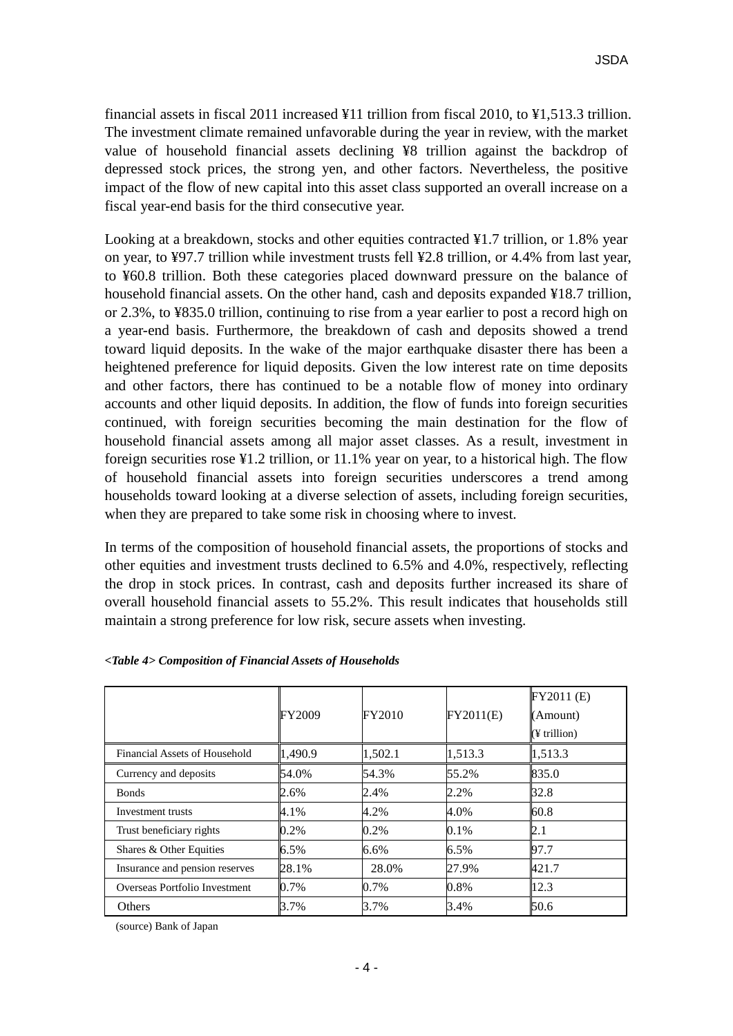financial assets in fiscal 2011 increased ¥11 trillion from fiscal 2010, to ¥1,513.3 trillion. The investment climate remained unfavorable during the year in review, with the market value of household financial assets declining ¥8 trillion against the backdrop of depressed stock prices, the strong yen, and other factors. Nevertheless, the positive impact of the flow of new capital into this asset class supported an overall increase on a fiscal year-end basis for the third consecutive year.

Looking at a breakdown, stocks and other equities contracted ¥1.7 trillion, or 1.8% year on year, to ¥97.7 trillion while investment trusts fell ¥2.8 trillion, or 4.4% from last year, to ¥60.8 trillion. Both these categories placed downward pressure on the balance of household financial assets. On the other hand, cash and deposits expanded ¥18.7 trillion, or 2.3%, to ¥835.0 trillion, continuing to rise from a year earlier to post a record high on a year-end basis. Furthermore, the breakdown of cash and deposits showed a trend toward liquid deposits. In the wake of the major earthquake disaster there has been a heightened preference for liquid deposits. Given the low interest rate on time deposits and other factors, there has continued to be a notable flow of money into ordinary accounts and other liquid deposits. In addition, the flow of funds into foreign securities continued, with foreign securities becoming the main destination for the flow of household financial assets among all major asset classes. As a result, investment in foreign securities rose ¥1.2 trillion, or 11.1% year on year, to a historical high. The flow of household financial assets into foreign securities underscores a trend among households toward looking at a diverse selection of assets, including foreign securities, when they are prepared to take some risk in choosing where to invest.

In terms of the composition of household financial assets, the proportions of stocks and other equities and investment trusts declined to 6.5% and 4.0%, respectively, reflecting the drop in stock prices. In contrast, cash and deposits further increased its share of overall household financial assets to 55.2%. This result indicates that households still maintain a strong preference for low risk, secure assets when investing.

***<Table 4> Composition of Financial Assets of Households***

| | FY2009 | FY2010 | FY2011(E) | FY2011 (E) (Amount) (¥ trillion) |
|---|---|---|---|---|
| Financial Assets of Household | 1,490.9 | 1,502.1 | 1,513.3 | 1,513.3 |
| Currency and deposits | 54.0% | 54.3% | 55.2% | 835.0 |
| Bonds | 2.6% | 2.4% | 2.2% | 32.8 |
| Investment trusts | 4.1% | 4.2% | 4.0% | 60.8 |
| Trust beneficiary rights | 0.2% | 0.2% | 0.1% | 2.1 |
| Shares & Other Equities | 6.5% | 6.6% | 6.5% | 97.7 |
| Insurance and pension reserves | 28.1% | 28.0% | 27.9% | 421.7 |
| Overseas Portfolio Investment | 0.7% | 0.7% | 0.8% | 12.3 |
| Others | 3.7% | 3.7% | 3.4% | 50.6 |

(source) Bank of Japan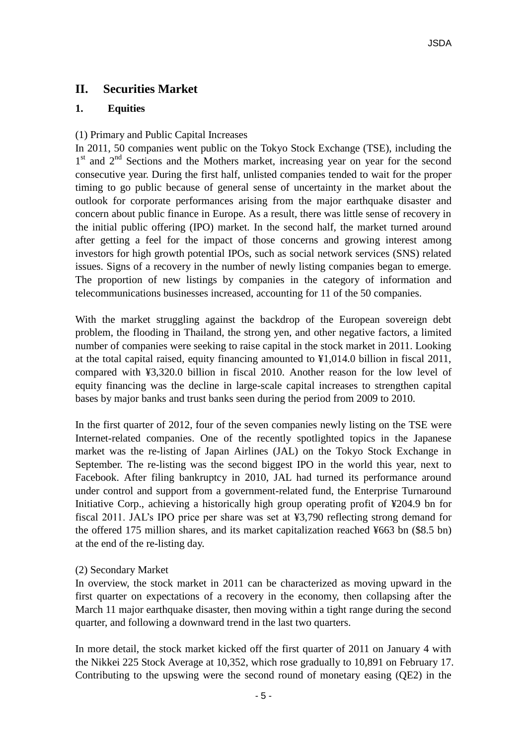## II. Securities Market

### 1. Equities

(1) Primary and Public Capital Increases

In 2011, 50 companies went public on the Tokyo Stock Exchange (TSE), including the 1st and 2nd Sections and the Mothers market, increasing year on year for the second consecutive year. During the first half, unlisted companies tended to wait for the proper timing to go public because of general sense of uncertainty in the market about the outlook for corporate performances arising from the major earthquake disaster and concern about public finance in Europe. As a result, there was little sense of recovery in the initial public offering (IPO) market. In the second half, the market turned around after getting a feel for the impact of those concerns and growing interest among investors for high growth potential IPOs, such as social network services (SNS) related issues. Signs of a recovery in the number of newly listing companies began to emerge. The proportion of new listings by companies in the category of information and telecommunications businesses increased, accounting for 11 of the 50 companies.

With the market struggling against the backdrop of the European sovereign debt problem, the flooding in Thailand, the strong yen, and other negative factors, a limited number of companies were seeking to raise capital in the stock market in 2011. Looking at the total capital raised, equity financing amounted to ¥1,014.0 billion in fiscal 2011, compared with ¥3,320.0 billion in fiscal 2010. Another reason for the low level of equity financing was the decline in large-scale capital increases to strengthen capital bases by major banks and trust banks seen during the period from 2009 to 2010.

In the first quarter of 2012, four of the seven companies newly listing on the TSE were Internet-related companies. One of the recently spotlighted topics in the Japanese market was the re-listing of Japan Airlines (JAL) on the Tokyo Stock Exchange in September. The re-listing was the second biggest IPO in the world this year, next to Facebook. After filing bankruptcy in 2010, JAL had turned its performance around under control and support from a government-related fund, the Enterprise Turnaround Initiative Corp., achieving a historically high group operating profit of ¥204.9 bn for fiscal 2011. JAL's IPO price per share was set at ¥3,790 reflecting strong demand for the offered 175 million shares, and its market capitalization reached ¥663 bn ($8.5 bn) at the end of the re-listing day.

(2) Secondary Market

In overview, the stock market in 2011 can be characterized as moving upward in the first quarter on expectations of a recovery in the economy, then collapsing after the March 11 major earthquake disaster, then moving within a tight range during the second quarter, and following a downward trend in the last two quarters.

In more detail, the stock market kicked off the first quarter of 2011 on January 4 with the Nikkei 225 Stock Average at 10,352, which rose gradually to 10,891 on February 17. Contributing to the upswing were the second round of monetary easing (QE2) in the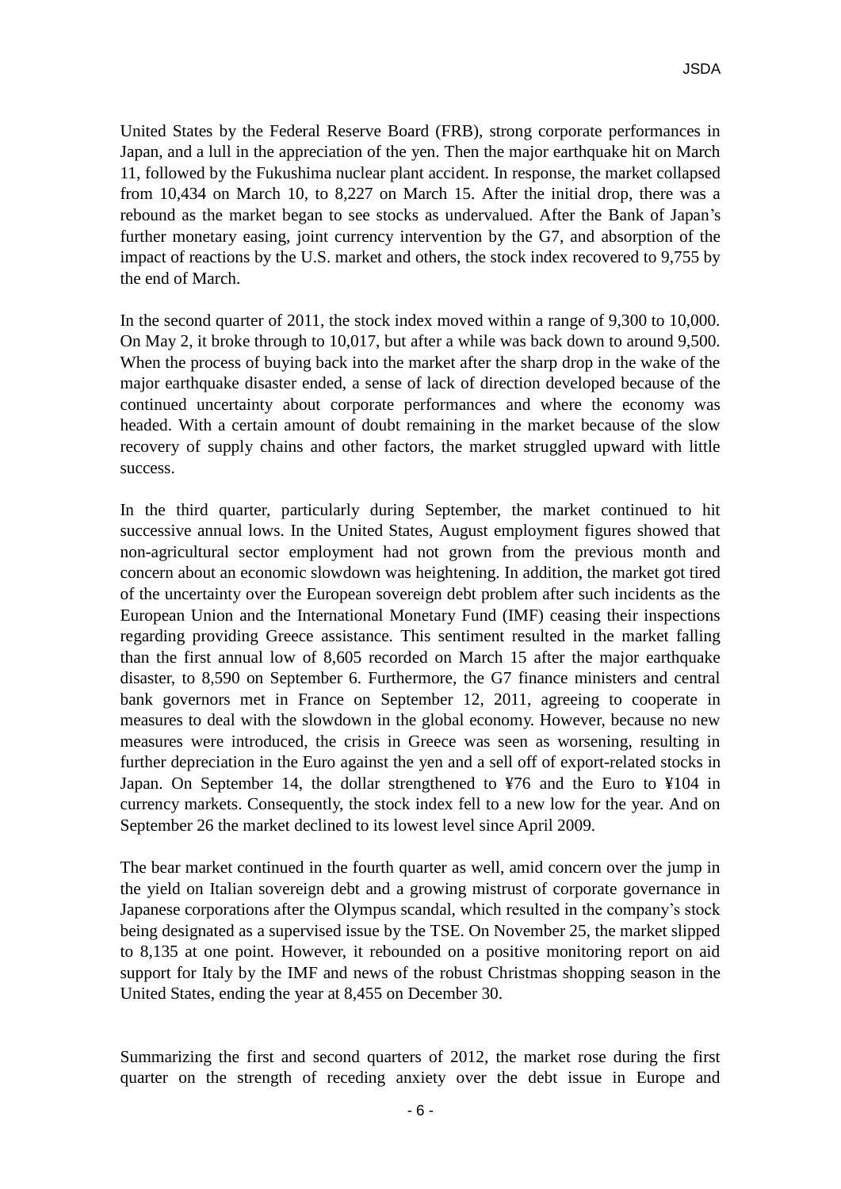United States by the Federal Reserve Board (FRB), strong corporate performances in Japan, and a lull in the appreciation of the yen. Then the major earthquake hit on March 11, followed by the Fukushima nuclear plant accident. In response, the market collapsed from 10,434 on March 10, to 8,227 on March 15. After the initial drop, there was a rebound as the market began to see stocks as undervalued. After the Bank of Japan's further monetary easing, joint currency intervention by the G7, and absorption of the impact of reactions by the U.S. market and others, the stock index recovered to 9,755 by the end of March.

In the second quarter of 2011, the stock index moved within a range of 9,300 to 10,000. On May 2, it broke through to 10,017, but after a while was back down to around 9,500. When the process of buying back into the market after the sharp drop in the wake of the major earthquake disaster ended, a sense of lack of direction developed because of the continued uncertainty about corporate performances and where the economy was headed. With a certain amount of doubt remaining in the market because of the slow recovery of supply chains and other factors, the market struggled upward with little success.

In the third quarter, particularly during September, the market continued to hit successive annual lows. In the United States, August employment figures showed that non-agricultural sector employment had not grown from the previous month and concern about an economic slowdown was heightening. In addition, the market got tired of the uncertainty over the European sovereign debt problem after such incidents as the European Union and the International Monetary Fund (IMF) ceasing their inspections regarding providing Greece assistance. This sentiment resulted in the market falling than the first annual low of 8,605 recorded on March 15 after the major earthquake disaster, to 8,590 on September 6. Furthermore, the G7 finance ministers and central bank governors met in France on September 12, 2011, agreeing to cooperate in measures to deal with the slowdown in the global economy. However, because no new measures were introduced, the crisis in Greece was seen as worsening, resulting in further depreciation in the Euro against the yen and a sell off of export-related stocks in Japan. On September 14, the dollar strengthened to ¥76 and the Euro to ¥104 in currency markets. Consequently, the stock index fell to a new low for the year. And on September 26 the market declined to its lowest level since April 2009.

The bear market continued in the fourth quarter as well, amid concern over the jump in the yield on Italian sovereign debt and a growing mistrust of corporate governance in Japanese corporations after the Olympus scandal, which resulted in the company's stock being designated as a supervised issue by the TSE. On November 25, the market slipped to 8,135 at one point. However, it rebounded on a positive monitoring report on aid support for Italy by the IMF and news of the robust Christmas shopping season in the United States, ending the year at 8,455 on December 30.

Summarizing the first and second quarters of 2012, the market rose during the first quarter on the strength of receding anxiety over the debt issue in Europe and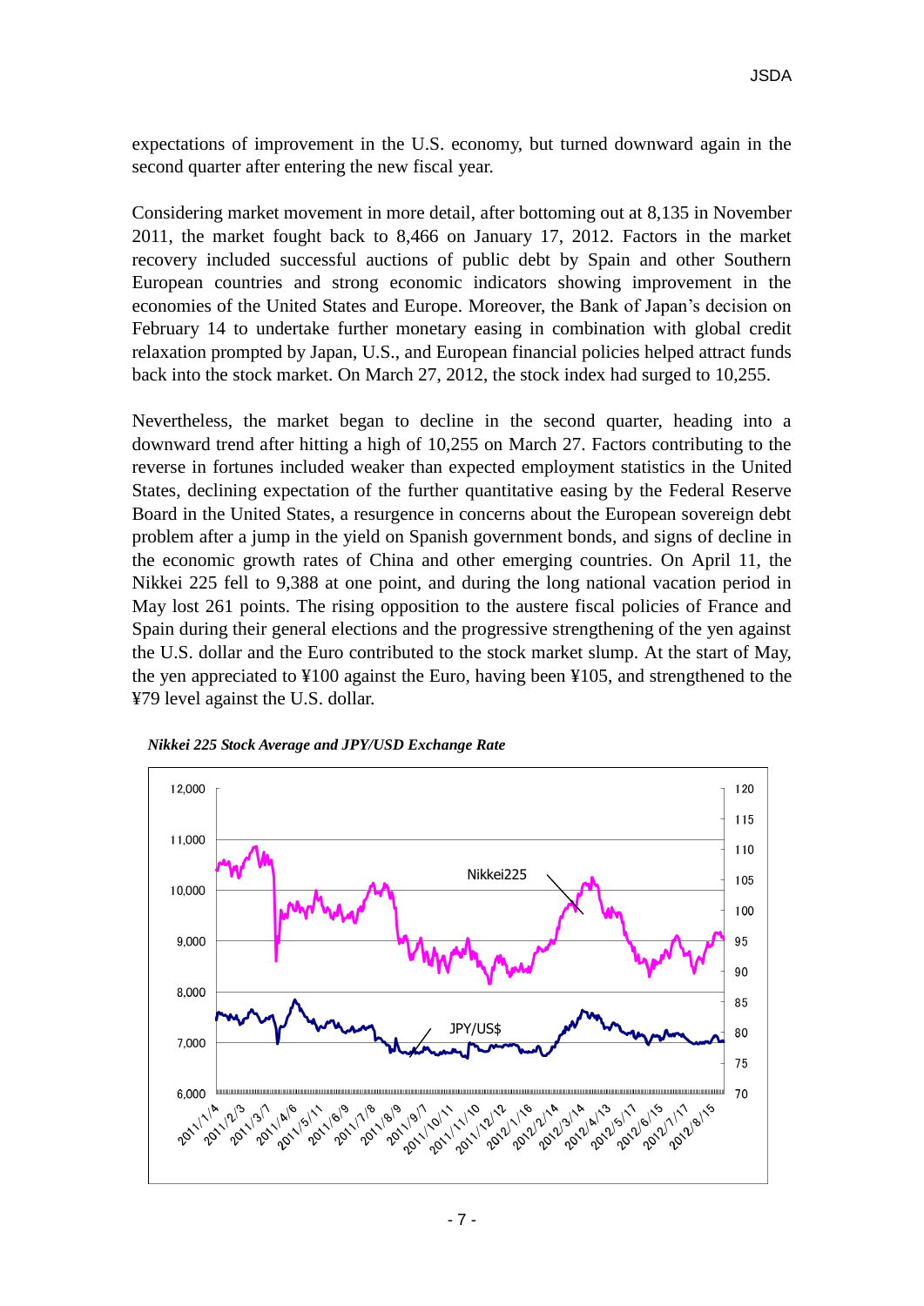expectations of improvement in the U.S. economy, but turned downward again in the second quarter after entering the new fiscal year.

Considering market movement in more detail, after bottoming out at 8,135 in November 2011, the market fought back to 8,466 on January 17, 2012. Factors in the market recovery included successful auctions of public debt by Spain and other Southern European countries and strong economic indicators showing improvement in the economies of the United States and Europe. Moreover, the Bank of Japan's decision on February 14 to undertake further monetary easing in combination with global credit relaxation prompted by Japan, U.S., and European financial policies helped attract funds back into the stock market. On March 27, 2012, the stock index had surged to 10,255.

Nevertheless, the market began to decline in the second quarter, heading into a downward trend after hitting a high of 10,255 on March 27. Factors contributing to the reverse in fortunes included weaker than expected employment statistics in the United States, declining expectation of the further quantitative easing by the Federal Reserve Board in the United States, a resurgence in concerns about the European sovereign debt problem after a jump in the yield on Spanish government bonds, and signs of decline in the economic growth rates of China and other emerging countries. On April 11, the Nikkei 225 fell to 9,388 at one point, and during the long national vacation period in May lost 261 points. The rising opposition to the austere fiscal policies of France and Spain during their general elections and the progressive strengthening of the yen against the U.S. dollar and the Euro contributed to the stock market slump. At the start of May, the yen appreciated to ¥100 against the Euro, having been ¥105, and strengthened to the ¥79 level against the U.S. dollar.

***Nikkei 225 Stock Average and JPY/USD Exchange Rate***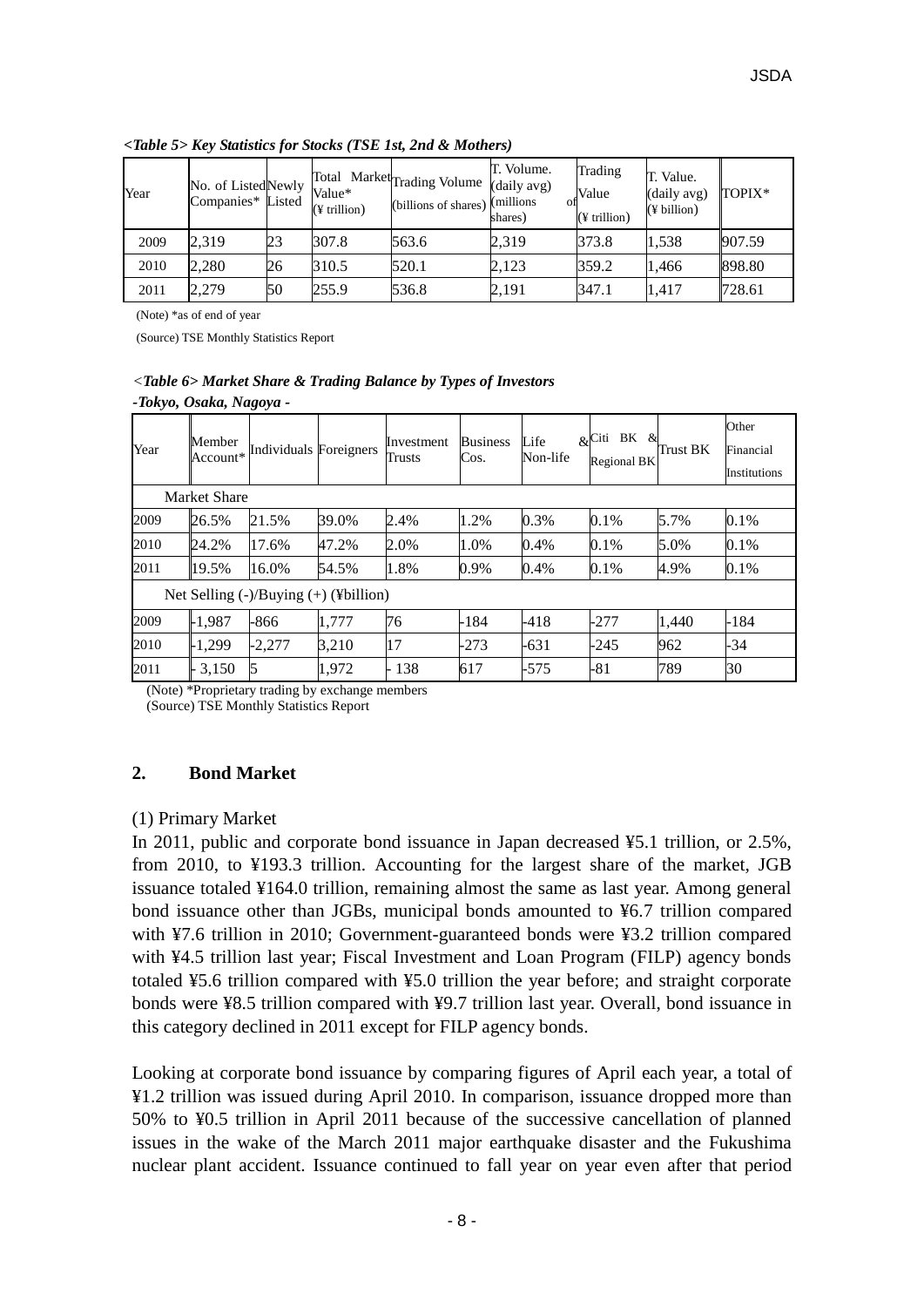***<Table 5> Key Statistics for Stocks (TSE 1st, 2nd & Mothers)***

| Year | No. of Listed Companies* | Newly Listed | Total Market Value* (¥ trillion) | Trading Volume (billions of shares) | T. Volume. (daily avg) (millions of shares) | Trading Value (¥ trillion) | T. Value. (daily avg) (¥ billion) | TOPIX* |
|---|---|---|---|---|---|---|---|---|
| 2009 | 2,319 | 23 | 307.8 | 563.6 | 2,319 | 373.8 | 1,538 | 907.59 |
| 2010 | 2,280 | 26 | 310.5 | 520.1 | 2,123 | 359.2 | 1,466 | 898.80 |
| 2011 | 2,279 | 50 | 255.9 | 536.8 | 2,191 | 347.1 | 1,417 | 728.61 |

(Note) *as of end of year

(Source) TSE Monthly Statistics Report

***<Table 6> Market Share & Trading Balance by Types of Investors***
***-Tokyo, Osaka, Nagoya -***

| Year | Member Account* | Individuals | Foreigners | Investment Trusts | Business Cos. | Life & Non-life | Citi BK & Regional BK | Trust BK | Other Financial Institutions |
|---|---|---|---|---|---|---|---|---|---|
| Market Share | | | | | | | | | |
| 2009 | 26.5% | 21.5% | 39.0% | 2.4% | 1.2% | 0.3% | 0.1% | 5.7% | 0.1% |
| 2010 | 24.2% | 17.6% | 47.2% | 2.0% | 1.0% | 0.4% | 0.1% | 5.0% | 0.1% |
| 2011 | 19.5% | 16.0% | 54.5% | 1.8% | 0.9% | 0.4% | 0.1% | 4.9% | 0.1% |
| Net Selling (-)/Buying (+) (¥billion) | | | | | | | | | |
| 2009 | -1,987 | -866 | 1,777 | 76 | -184 | -418 | -277 | 1,440 | -184 |
| 2010 | -1,299 | -2,277 | 3,210 | 17 | -273 | -631 | -245 | 962 | -34 |
| 2011 | - 3,150 | 5 | 1,972 | - 138 | 617 | -575 | -81 | 789 | 30 |

(Note) *Proprietary trading by exchange members
(Source) TSE Monthly Statistics Report

## 2. Bond Market

(1) Primary Market

In 2011, public and corporate bond issuance in Japan decreased ¥5.1 trillion, or 2.5%, from 2010, to ¥193.3 trillion. Accounting for the largest share of the market, JGB issuance totaled ¥164.0 trillion, remaining almost the same as last year. Among general bond issuance other than JGBs, municipal bonds amounted to ¥6.7 trillion compared with ¥7.6 trillion in 2010; Government-guaranteed bonds were ¥3.2 trillion compared with ¥4.5 trillion last year; Fiscal Investment and Loan Program (FILP) agency bonds totaled ¥5.6 trillion compared with ¥5.0 trillion the year before; and straight corporate bonds were ¥8.5 trillion compared with ¥9.7 trillion last year. Overall, bond issuance in this category declined in 2011 except for FILP agency bonds.

Looking at corporate bond issuance by comparing figures of April each year, a total of ¥1.2 trillion was issued during April 2010. In comparison, issuance dropped more than 50% to ¥0.5 trillion in April 2011 because of the successive cancellation of planned issues in the wake of the March 2011 major earthquake disaster and the Fukushima nuclear plant accident. Issuance continued to fall year on year even after that period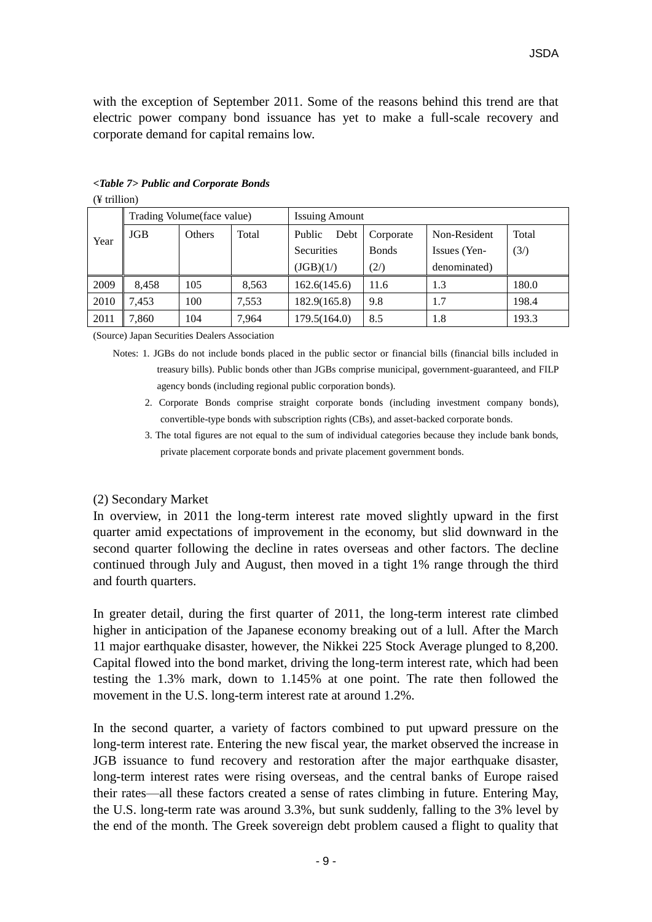with the exception of September 2011. Some of the reasons behind this trend are that electric power company bond issuance has yet to make a full-scale recovery and corporate demand for capital remains low.

***<Table 7> Public and Corporate Bonds***

(¥ trillion)

| Year | Trading Volume(face value) | | | Issuing Amount | | | |
|---|---|---|---|---|---|---|---|
| | JGB | Others | Total | Public Debt Securities (JGB)(1/) | Corporate Bonds (2/) | Non-Resident Issues (Yen-denominated) | Total (3/) |
| 2009 | 8,458 | 105 | 8,563 | 162.6(145.6) | 11.6 | 1.3 | 180.0 |
| 2010 | 7,453 | 100 | 7,553 | 182.9(165.8) | 9.8 | 1.7 | 198.4 |
| 2011 | 7,860 | 104 | 7,964 | 179.5(164.0) | 8.5 | 1.8 | 193.3 |

(Source) Japan Securities Dealers Association

Notes: 1. JGBs do not include bonds placed in the public sector or financial bills (financial bills included in treasury bills). Public bonds other than JGBs comprise municipal, government-guaranteed, and FILP agency bonds (including regional public corporation bonds).

2. Corporate Bonds comprise straight corporate bonds (including investment company bonds), convertible-type bonds with subscription rights (CBs), and asset-backed corporate bonds.

3. The total figures are not equal to the sum of individual categories because they include bank bonds, private placement corporate bonds and private placement government bonds.

(2) Secondary Market

In overview, in 2011 the long-term interest rate moved slightly upward in the first quarter amid expectations of improvement in the economy, but slid downward in the second quarter following the decline in rates overseas and other factors. The decline continued through July and August, then moved in a tight 1% range through the third and fourth quarters.

In greater detail, during the first quarter of 2011, the long-term interest rate climbed higher in anticipation of the Japanese economy breaking out of a lull. After the March 11 major earthquake disaster, however, the Nikkei 225 Stock Average plunged to 8,200. Capital flowed into the bond market, driving the long-term interest rate, which had been testing the 1.3% mark, down to 1.145% at one point. The rate then followed the movement in the U.S. long-term interest rate at around 1.2%.

In the second quarter, a variety of factors combined to put upward pressure on the long-term interest rate. Entering the new fiscal year, the market observed the increase in JGB issuance to fund recovery and restoration after the major earthquake disaster, long-term interest rates were rising overseas, and the central banks of Europe raised their rates—all these factors created a sense of rates climbing in future. Entering May, the U.S. long-term rate was around 3.3%, but sunk suddenly, falling to the 3% level by the end of the month. The Greek sovereign debt problem caused a flight to quality that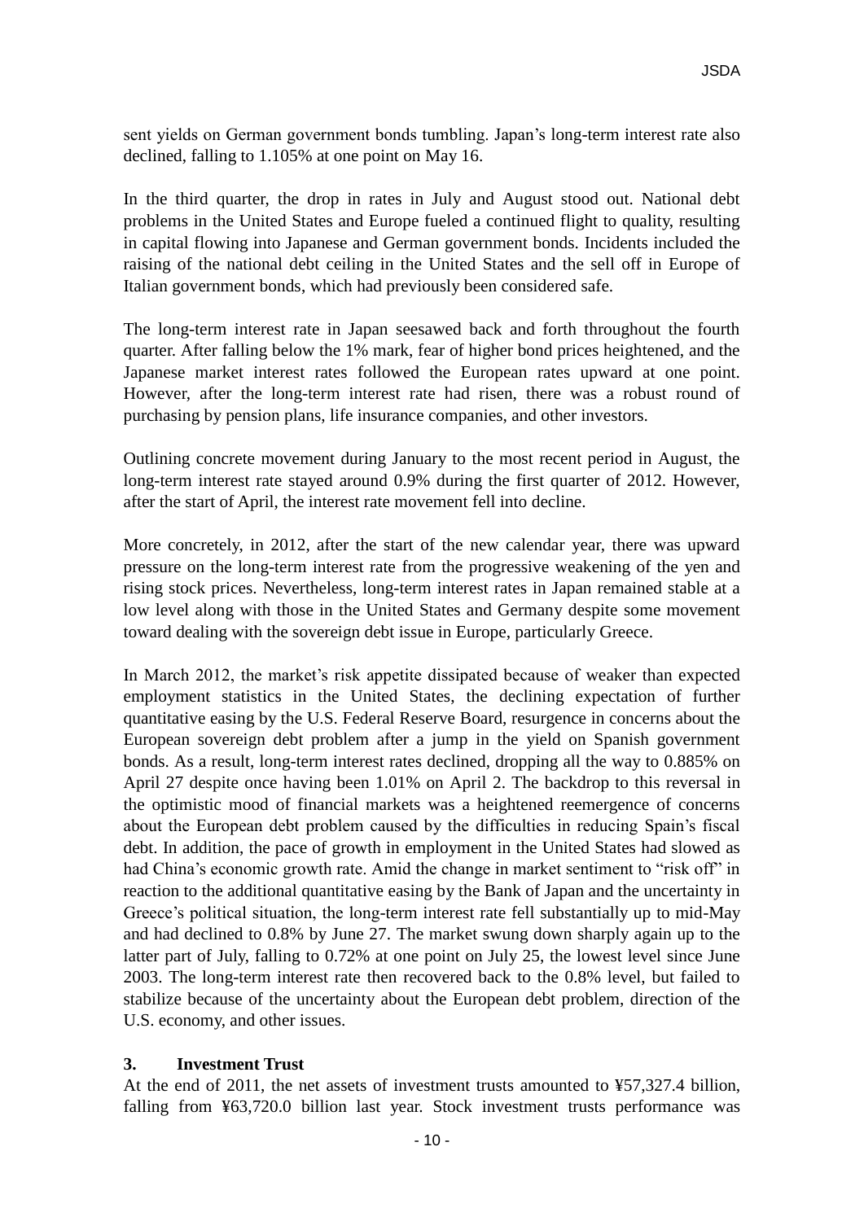sent yields on German government bonds tumbling. Japan's long-term interest rate also declined, falling to 1.105% at one point on May 16.

In the third quarter, the drop in rates in July and August stood out. National debt problems in the United States and Europe fueled a continued flight to quality, resulting in capital flowing into Japanese and German government bonds. Incidents included the raising of the national debt ceiling in the United States and the sell off in Europe of Italian government bonds, which had previously been considered safe.

The long-term interest rate in Japan seesawed back and forth throughout the fourth quarter. After falling below the 1% mark, fear of higher bond prices heightened, and the Japanese market interest rates followed the European rates upward at one point. However, after the long-term interest rate had risen, there was a robust round of purchasing by pension plans, life insurance companies, and other investors.

Outlining concrete movement during January to the most recent period in August, the long-term interest rate stayed around 0.9% during the first quarter of 2012. However, after the start of April, the interest rate movement fell into decline.

More concretely, in 2012, after the start of the new calendar year, there was upward pressure on the long-term interest rate from the progressive weakening of the yen and rising stock prices. Nevertheless, long-term interest rates in Japan remained stable at a low level along with those in the United States and Germany despite some movement toward dealing with the sovereign debt issue in Europe, particularly Greece.

In March 2012, the market's risk appetite dissipated because of weaker than expected employment statistics in the United States, the declining expectation of further quantitative easing by the U.S. Federal Reserve Board, resurgence in concerns about the European sovereign debt problem after a jump in the yield on Spanish government bonds. As a result, long-term interest rates declined, dropping all the way to 0.885% on April 27 despite once having been 1.01% on April 2. The backdrop to this reversal in the optimistic mood of financial markets was a heightened reemergence of concerns about the European debt problem caused by the difficulties in reducing Spain's fiscal debt. In addition, the pace of growth in employment in the United States had slowed as had China's economic growth rate. Amid the change in market sentiment to "risk off" in reaction to the additional quantitative easing by the Bank of Japan and the uncertainty in Greece's political situation, the long-term interest rate fell substantially up to mid-May and had declined to 0.8% by June 27. The market swung down sharply again up to the latter part of July, falling to 0.72% at one point on July 25, the lowest level since June 2003. The long-term interest rate then recovered back to the 0.8% level, but failed to stabilize because of the uncertainty about the European debt problem, direction of the U.S. economy, and other issues.

### 3. Investment Trust

At the end of 2011, the net assets of investment trusts amounted to ¥57,327.4 billion, falling from ¥63,720.0 billion last year. Stock investment trusts performance was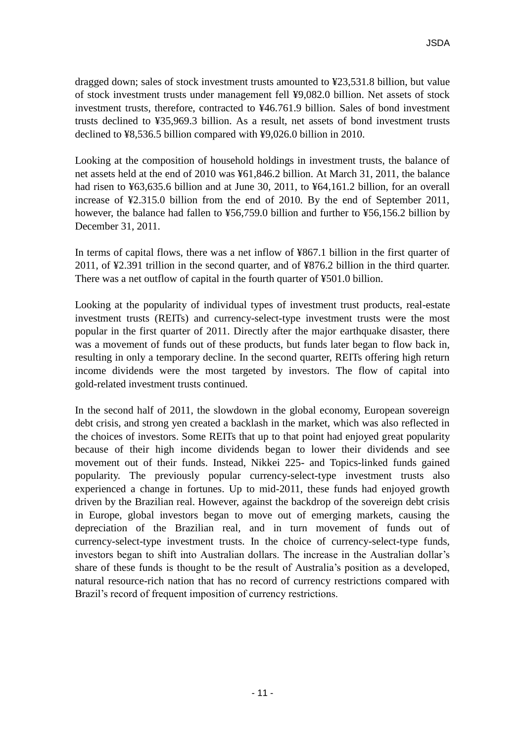dragged down; sales of stock investment trusts amounted to ¥23,531.8 billion, but value of stock investment trusts under management fell ¥9,082.0 billion. Net assets of stock investment trusts, therefore, contracted to ¥46.761.9 billion. Sales of bond investment trusts declined to ¥35,969.3 billion. As a result, net assets of bond investment trusts declined to ¥8,536.5 billion compared with ¥9,026.0 billion in 2010.

Looking at the composition of household holdings in investment trusts, the balance of net assets held at the end of 2010 was ¥61,846.2 billion. At March 31, 2011, the balance had risen to ¥63,635.6 billion and at June 30, 2011, to ¥64,161.2 billion, for an overall increase of ¥2.315.0 billion from the end of 2010. By the end of September 2011, however, the balance had fallen to ¥56,759.0 billion and further to ¥56,156.2 billion by December 31, 2011.

In terms of capital flows, there was a net inflow of ¥867.1 billion in the first quarter of 2011, of ¥2.391 trillion in the second quarter, and of ¥876.2 billion in the third quarter. There was a net outflow of capital in the fourth quarter of ¥501.0 billion.

Looking at the popularity of individual types of investment trust products, real-estate investment trusts (REITs) and currency-select-type investment trusts were the most popular in the first quarter of 2011. Directly after the major earthquake disaster, there was a movement of funds out of these products, but funds later began to flow back in, resulting in only a temporary decline. In the second quarter, REITs offering high return income dividends were the most targeted by investors. The flow of capital into gold-related investment trusts continued.

In the second half of 2011, the slowdown in the global economy, European sovereign debt crisis, and strong yen created a backlash in the market, which was also reflected in the choices of investors. Some REITs that up to that point had enjoyed great popularity because of their high income dividends began to lower their dividends and see movement out of their funds. Instead, Nikkei 225- and Topics-linked funds gained popularity. The previously popular currency-select-type investment trusts also experienced a change in fortunes. Up to mid-2011, these funds had enjoyed growth driven by the Brazilian real. However, against the backdrop of the sovereign debt crisis in Europe, global investors began to move out of emerging markets, causing the depreciation of the Brazilian real, and in turn movement of funds out of currency-select-type investment trusts. In the choice of currency-select-type funds, investors began to shift into Australian dollars. The increase in the Australian dollar's share of these funds is thought to be the result of Australia's position as a developed, natural resource-rich nation that has no record of currency restrictions compared with Brazil's record of frequent imposition of currency restrictions.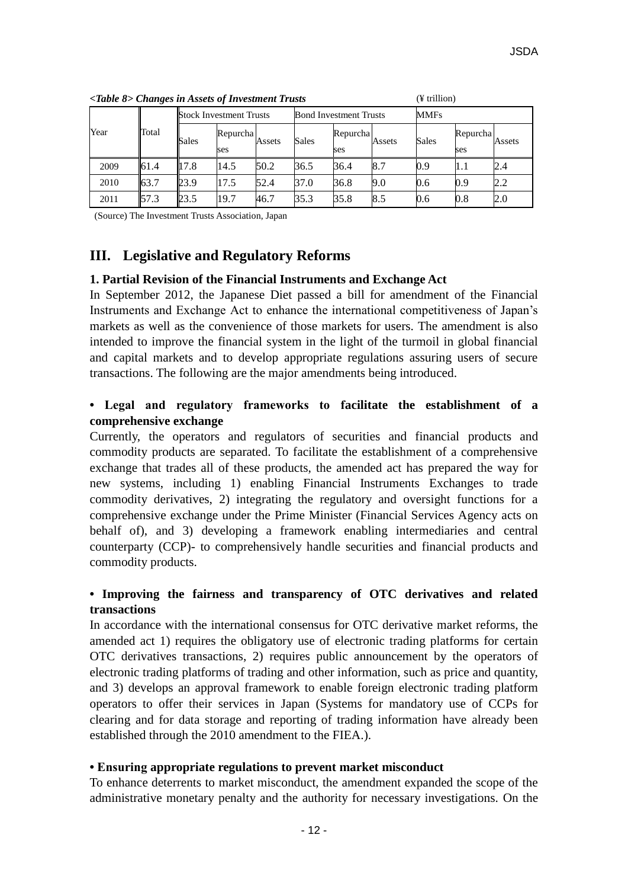***<Table 8> Changes in Assets of Investment Trusts*** (¥ trillion)

| Year | Total | Stock Investment Trusts | | | Bond Investment Trusts | | | MMFs | | |
|---|---|---|---|---|---|---|---|---|---|---|
| | | Sales | Repurchases | Assets | Sales | Repurchases | Assets | Sales | Repurchases | Assets |
| 2009 | 61.4 | 17.8 | 14.5 | 50.2 | 36.5 | 36.4 | 8.7 | 0.9 | 1.1 | 2.4 |
| 2010 | 63.7 | 23.9 | 17.5 | 52.4 | 37.0 | 36.8 | 9.0 | 0.6 | 0.9 | 2.2 |
| 2011 | 57.3 | 23.5 | 19.7 | 46.7 | 35.3 | 35.8 | 8.5 | 0.6 | 0.8 | 2.0 |

(Source) The Investment Trusts Association, Japan

## III. Legislative and Regulatory Reforms

### 1. Partial Revision of the Financial Instruments and Exchange Act

In September 2012, the Japanese Diet passed a bill for amendment of the Financial Instruments and Exchange Act to enhance the international competitiveness of Japan's markets as well as the convenience of those markets for users. The amendment is also intended to improve the financial system in the light of the turmoil in global financial and capital markets and to develop appropriate regulations assuring users of secure transactions. The following are the major amendments being introduced.

**• Legal and regulatory frameworks to facilitate the establishment of a comprehensive exchange**

Currently, the operators and regulators of securities and financial products and commodity products are separated. To facilitate the establishment of a comprehensive exchange that trades all of these products, the amended act has prepared the way for new systems, including 1) enabling Financial Instruments Exchanges to trade commodity derivatives, 2) integrating the regulatory and oversight functions for a comprehensive exchange under the Prime Minister (Financial Services Agency acts on behalf of), and 3) developing a framework enabling intermediaries and central counterparty (CCP)- to comprehensively handle securities and financial products and commodity products.

**• Improving the fairness and transparency of OTC derivatives and related transactions**

In accordance with the international consensus for OTC derivative market reforms, the amended act 1) requires the obligatory use of electronic trading platforms for certain OTC derivatives transactions, 2) requires public announcement by the operators of electronic trading platforms of trading and other information, such as price and quantity, and 3) develops an approval framework to enable foreign electronic trading platform operators to offer their services in Japan (Systems for mandatory use of CCPs for clearing and for data storage and reporting of trading information have already been established through the 2010 amendment to the FIEA.).

**• Ensuring appropriate regulations to prevent market misconduct**

To enhance deterrents to market misconduct, the amendment expanded the scope of the administrative monetary penalty and the authority for necessary investigations. On the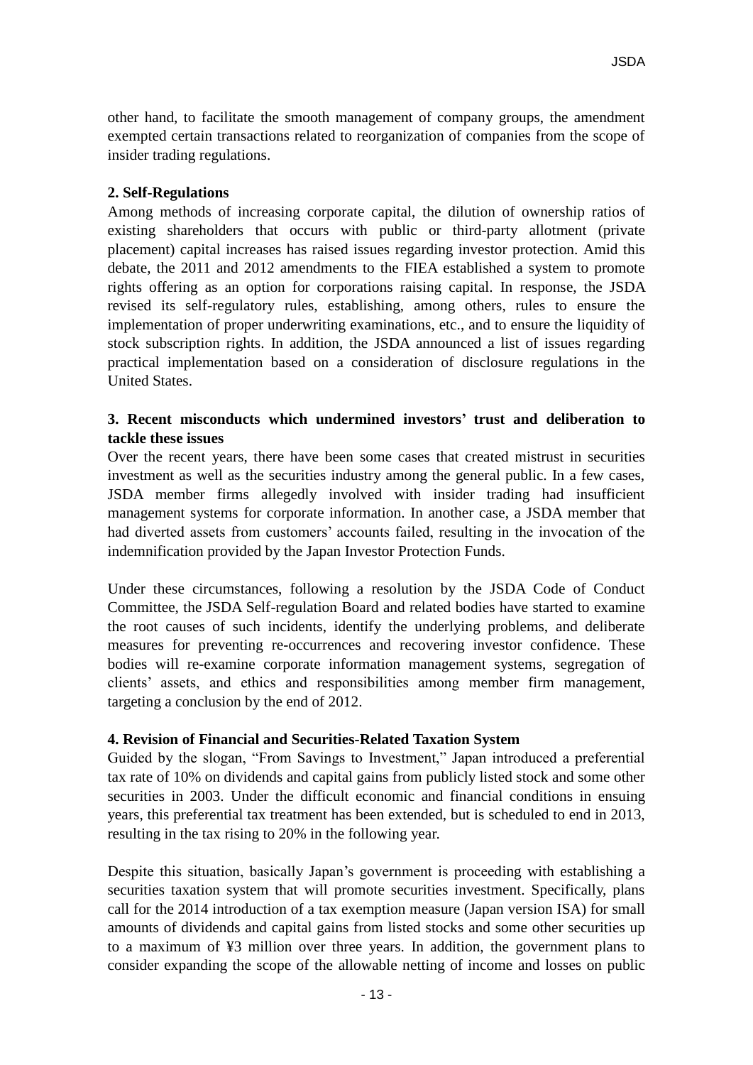other hand, to facilitate the smooth management of company groups, the amendment exempted certain transactions related to reorganization of companies from the scope of insider trading regulations.

**2. Self-Regulations**

Among methods of increasing corporate capital, the dilution of ownership ratios of existing shareholders that occurs with public or third-party allotment (private placement) capital increases has raised issues regarding investor protection. Amid this debate, the 2011 and 2012 amendments to the FIEA established a system to promote rights offering as an option for corporations raising capital. In response, the JSDA revised its self-regulatory rules, establishing, among others, rules to ensure the implementation of proper underwriting examinations, etc., and to ensure the liquidity of stock subscription rights. In addition, the JSDA announced a list of issues regarding practical implementation based on a consideration of disclosure regulations in the United States.

**3. Recent misconducts which undermined investors' trust and deliberation to tackle these issues**

Over the recent years, there have been some cases that created mistrust in securities investment as well as the securities industry among the general public. In a few cases, JSDA member firms allegedly involved with insider trading had insufficient management systems for corporate information. In another case, a JSDA member that had diverted assets from customers' accounts failed, resulting in the invocation of the indemnification provided by the Japan Investor Protection Funds.

Under these circumstances, following a resolution by the JSDA Code of Conduct Committee, the JSDA Self-regulation Board and related bodies have started to examine the root causes of such incidents, identify the underlying problems, and deliberate measures for preventing re-occurrences and recovering investor confidence. These bodies will re-examine corporate information management systems, segregation of clients' assets, and ethics and responsibilities among member firm management, targeting a conclusion by the end of 2012.

**4. Revision of Financial and Securities-Related Taxation System**

Guided by the slogan, "From Savings to Investment," Japan introduced a preferential tax rate of 10% on dividends and capital gains from publicly listed stock and some other securities in 2003. Under the difficult economic and financial conditions in ensuing years, this preferential tax treatment has been extended, but is scheduled to end in 2013, resulting in the tax rising to 20% in the following year.

Despite this situation, basically Japan's government is proceeding with establishing a securities taxation system that will promote securities investment. Specifically, plans call for the 2014 introduction of a tax exemption measure (Japan version ISA) for small amounts of dividends and capital gains from listed stocks and some other securities up to a maximum of ¥3 million over three years. In addition, the government plans to consider expanding the scope of the allowable netting of income and losses on public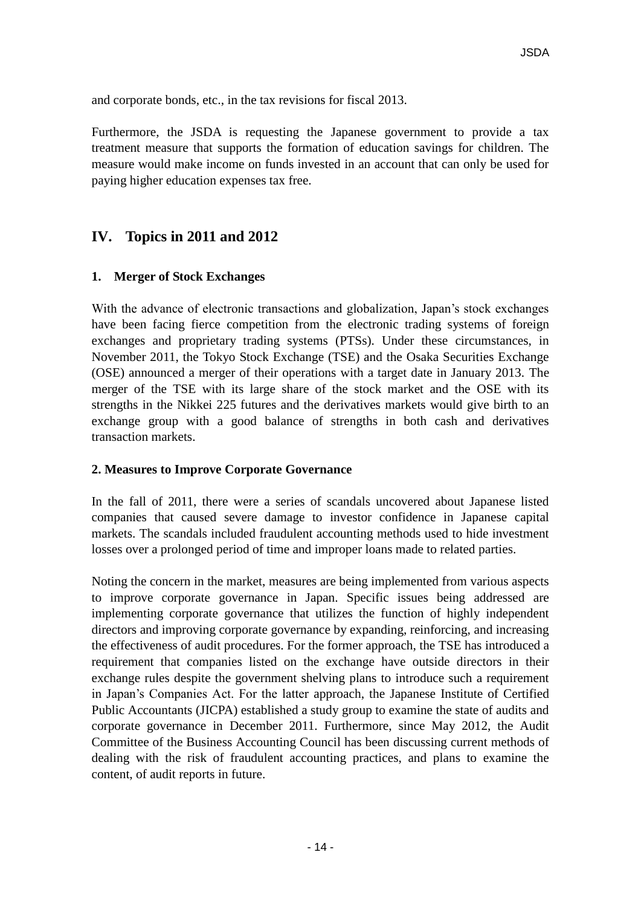and corporate bonds, etc., in the tax revisions for fiscal 2013.

Furthermore, the JSDA is requesting the Japanese government to provide a tax treatment measure that supports the formation of education savings for children. The measure would make income on funds invested in an account that can only be used for paying higher education expenses tax free.

## IV. Topics in 2011 and 2012

### 1. Merger of Stock Exchanges

With the advance of electronic transactions and globalization, Japan's stock exchanges have been facing fierce competition from the electronic trading systems of foreign exchanges and proprietary trading systems (PTSs). Under these circumstances, in November 2011, the Tokyo Stock Exchange (TSE) and the Osaka Securities Exchange (OSE) announced a merger of their operations with a target date in January 2013. The merger of the TSE with its large share of the stock market and the OSE with its strengths in the Nikkei 225 futures and the derivatives markets would give birth to an exchange group with a good balance of strengths in both cash and derivatives transaction markets.

### 2. Measures to Improve Corporate Governance

In the fall of 2011, there were a series of scandals uncovered about Japanese listed companies that caused severe damage to investor confidence in Japanese capital markets. The scandals included fraudulent accounting methods used to hide investment losses over a prolonged period of time and improper loans made to related parties.

Noting the concern in the market, measures are being implemented from various aspects to improve corporate governance in Japan. Specific issues being addressed are implementing corporate governance that utilizes the function of highly independent directors and improving corporate governance by expanding, reinforcing, and increasing the effectiveness of audit procedures. For the former approach, the TSE has introduced a requirement that companies listed on the exchange have outside directors in their exchange rules despite the government shelving plans to introduce such a requirement in Japan's Companies Act. For the latter approach, the Japanese Institute of Certified Public Accountants (JICPA) established a study group to examine the state of audits and corporate governance in December 2011. Furthermore, since May 2012, the Audit Committee of the Business Accounting Council has been discussing current methods of dealing with the risk of fraudulent accounting practices, and plans to examine the content, of audit reports in future.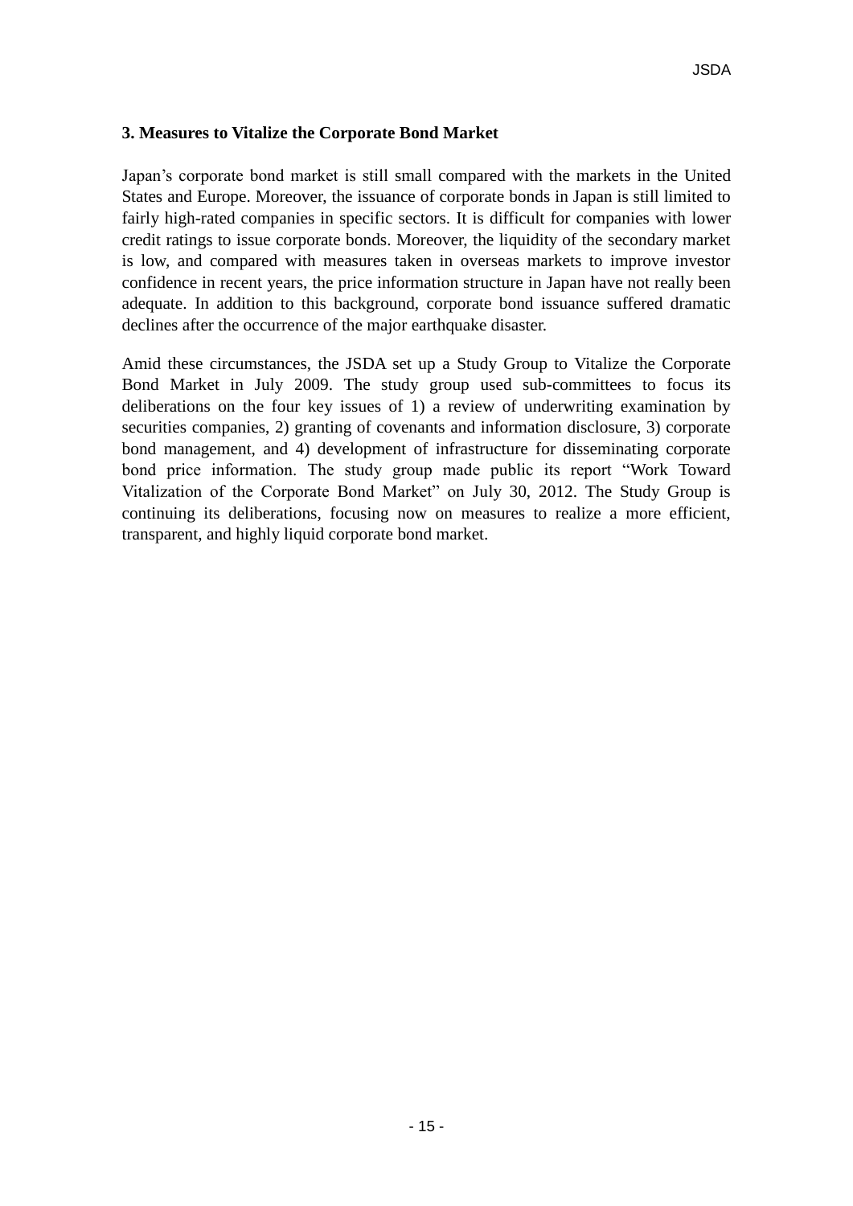### 3. Measures to Vitalize the Corporate Bond Market

Japan's corporate bond market is still small compared with the markets in the United States and Europe. Moreover, the issuance of corporate bonds in Japan is still limited to fairly high-rated companies in specific sectors. It is difficult for companies with lower credit ratings to issue corporate bonds. Moreover, the liquidity of the secondary market is low, and compared with measures taken in overseas markets to improve investor confidence in recent years, the price information structure in Japan have not really been adequate. In addition to this background, corporate bond issuance suffered dramatic declines after the occurrence of the major earthquake disaster.

Amid these circumstances, the JSDA set up a Study Group to Vitalize the Corporate Bond Market in July 2009. The study group used sub-committees to focus its deliberations on the four key issues of 1) a review of underwriting examination by securities companies, 2) granting of covenants and information disclosure, 3) corporate bond management, and 4) development of infrastructure for disseminating corporate bond price information. The study group made public its report "Work Toward Vitalization of the Corporate Bond Market" on July 30, 2012. The Study Group is continuing its deliberations, focusing now on measures to realize a more efficient, transparent, and highly liquid corporate bond market.